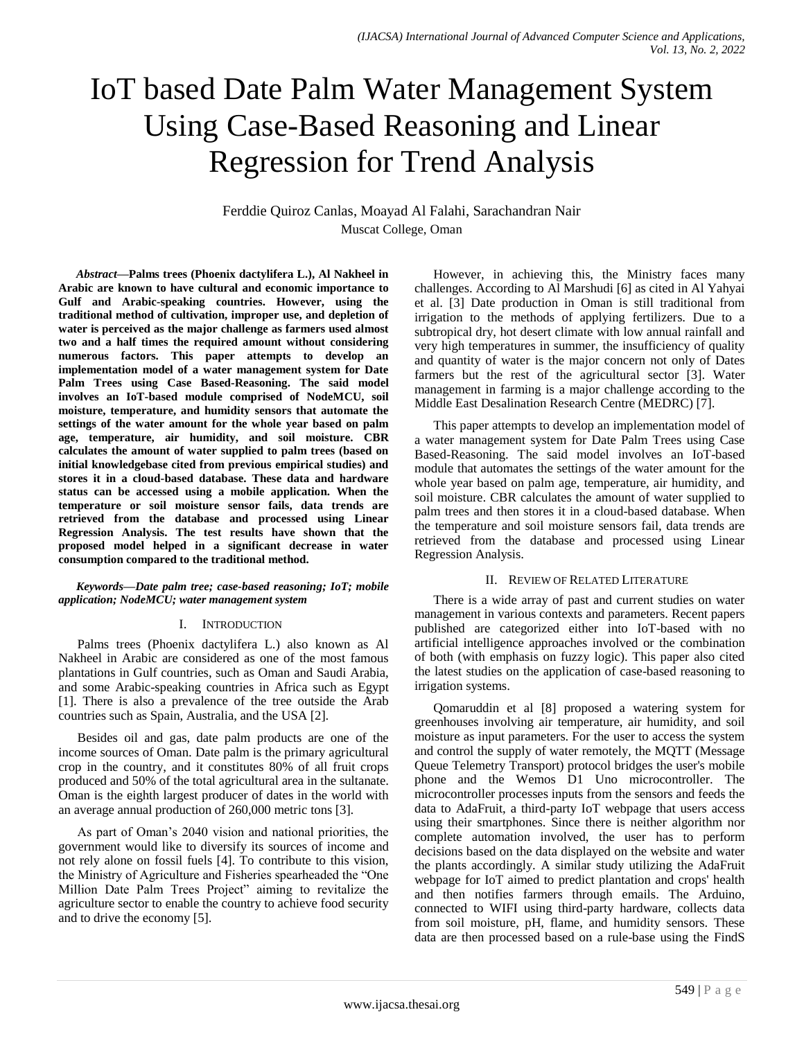# IoT based Date Palm Water Management System Using Case-Based Reasoning and Linear Regression for Trend Analysis

Ferddie Quiroz Canlas, Moayad Al Falahi, Sarachandran Nair
Muscat College, Oman

***Abstract*—Palms trees (Phoenix dactylifera L.), Al Nakheel in Arabic are known to have cultural and economic importance to Gulf and Arabic-speaking countries. However, using the traditional method of cultivation, improper use, and depletion of water is perceived as the major challenge as farmers used almost two and a half times the required amount without considering numerous factors. This paper attempts to develop an implementation model of a water management system for Date Palm Trees using Case Based-Reasoning. The said model involves an IoT-based module comprised of NodeMCU, soil moisture, temperature, and humidity sensors that automate the settings of the water amount for the whole year based on palm age, temperature, air humidity, and soil moisture. CBR calculates the amount of water supplied to palm trees (based on initial knowledgebase cited from previous empirical studies) and stores it in a cloud-based database. These data and hardware status can be accessed using a mobile application. When the temperature or soil moisture sensor fails, data trends are retrieved from the database and processed using Linear Regression Analysis. The test results have shown that the proposed model helped in a significant decrease in water consumption compared to the traditional method.**

***Keywords*—*Date palm tree; case-based reasoning; IoT; mobile application; NodeMCU; water management system***

## I. Introduction

Palms trees (Phoenix dactylifera L.) also known as Al Nakheel in Arabic are considered as one of the most famous plantations in Gulf countries, such as Oman and Saudi Arabia, and some Arabic-speaking countries in Africa such as Egypt [1]. There is also a prevalence of the tree outside the Arab countries such as Spain, Australia, and the USA [2].

Besides oil and gas, date palm products are one of the income sources of Oman. Date palm is the primary agricultural crop in the country, and it constitutes 80% of all fruit crops produced and 50% of the total agricultural area in the sultanate. Oman is the eighth largest producer of dates in the world with an average annual production of 260,000 metric tons [3].

As part of Oman's 2040 vision and national priorities, the government would like to diversify its sources of income and not rely alone on fossil fuels [4]. To contribute to this vision, the Ministry of Agriculture and Fisheries spearheaded the "One Million Date Palm Trees Project" aiming to revitalize the agriculture sector to enable the country to achieve food security and to drive the economy [5].

However, in achieving this, the Ministry faces many challenges. According to Al Marshudi [6] as cited in Al Yahyai et al. [3] Date production in Oman is still traditional from irrigation to the methods of applying fertilizers. Due to a subtropical dry, hot desert climate with low annual rainfall and very high temperatures in summer, the insufficiency of quality and quantity of water is the major concern not only of Dates farmers but the rest of the agricultural sector [3]. Water management in farming is a major challenge according to the Middle East Desalination Research Centre (MEDRC) [7].

This paper attempts to develop an implementation model of a water management system for Date Palm Trees using Case Based-Reasoning. The said model involves an IoT-based module that automates the settings of the water amount for the whole year based on palm age, temperature, air humidity, and soil moisture. CBR calculates the amount of water supplied to palm trees and then stores it in a cloud-based database. When the temperature and soil moisture sensors fail, data trends are retrieved from the database and processed using Linear Regression Analysis.

## II. Review of Related Literature

There is a wide array of past and current studies on water management in various contexts and parameters. Recent papers published are categorized either into IoT-based with no artificial intelligence approaches involved or the combination of both (with emphasis on fuzzy logic). This paper also cited the latest studies on the application of case-based reasoning to irrigation systems.

Qomaruddin et al [8] proposed a watering system for greenhouses involving air temperature, air humidity, and soil moisture as input parameters. For the user to access the system and control the supply of water remotely, the MQTT (Message Queue Telemetry Transport) protocol bridges the user's mobile phone and the Wemos D1 Uno microcontroller. The microcontroller processes inputs from the sensors and feeds the data to AdaFruit, a third-party IoT webpage that users access using their smartphones. Since there is neither algorithm nor complete automation involved, the user has to perform decisions based on the data displayed on the website and water the plants accordingly. A similar study utilizing the AdaFruit webpage for IoT aimed to predict plantation and crops' health and then notifies farmers through emails. The Arduino, connected to WIFI using third-party hardware, collects data from soil moisture, pH, flame, and humidity sensors. These data are then processed based on a rule-base using the FindS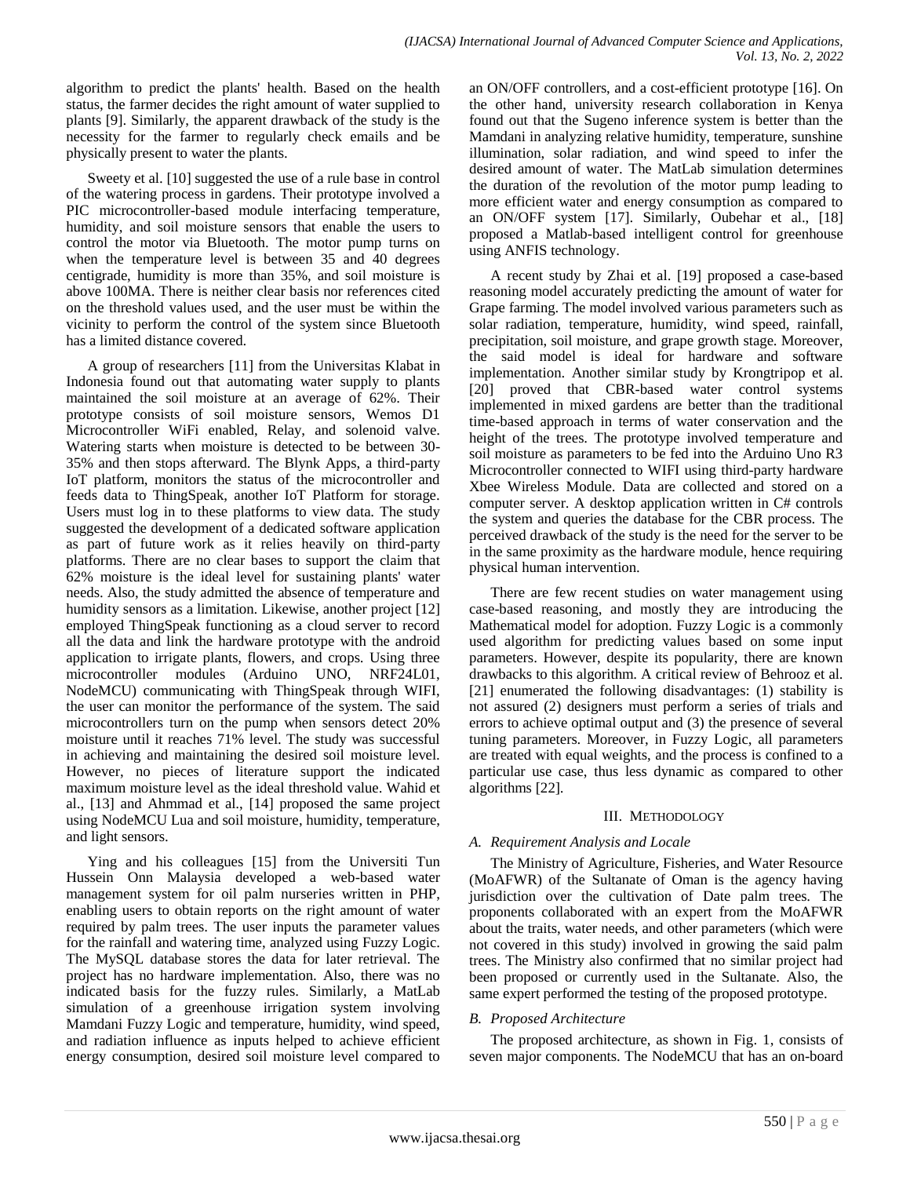algorithm to predict the plants' health. Based on the health status, the farmer decides the right amount of water supplied to plants [9]. Similarly, the apparent drawback of the study is the necessity for the farmer to regularly check emails and be physically present to water the plants.

Sweety et al. [10] suggested the use of a rule base in control of the watering process in gardens. Their prototype involved a PIC microcontroller-based module interfacing temperature, humidity, and soil moisture sensors that enable the users to control the motor via Bluetooth. The motor pump turns on when the temperature level is between 35 and 40 degrees centigrade, humidity is more than 35%, and soil moisture is above 100MA. There is neither clear basis nor references cited on the threshold values used, and the user must be within the vicinity to perform the control of the system since Bluetooth has a limited distance covered.

A group of researchers [11] from the Universitas Klabat in Indonesia found out that automating water supply to plants maintained the soil moisture at an average of 62%. Their prototype consists of soil moisture sensors, Wemos D1 Microcontroller WiFi enabled, Relay, and solenoid valve. Watering starts when moisture is detected to be between 30-35% and then stops afterward. The Blynk Apps, a third-party IoT platform, monitors the status of the microcontroller and feeds data to ThingSpeak, another IoT Platform for storage. Users must log in to these platforms to view data. The study suggested the development of a dedicated software application as part of future work as it relies heavily on third-party platforms. There are no clear bases to support the claim that 62% moisture is the ideal level for sustaining plants' water needs. Also, the study admitted the absence of temperature and humidity sensors as a limitation. Likewise, another project [12] employed ThingSpeak functioning as a cloud server to record all the data and link the hardware prototype with the android application to irrigate plants, flowers, and crops. Using three microcontroller modules (Arduino UNO, NRF24L01, NodeMCU) communicating with ThingSpeak through WIFI, the user can monitor the performance of the system. The said microcontrollers turn on the pump when sensors detect 20% moisture until it reaches 71% level. The study was successful in achieving and maintaining the desired soil moisture level. However, no pieces of literature support the indicated maximum moisture level as the ideal threshold value. Wahid et al., [13] and Ahmmad et al., [14] proposed the same project using NodeMCU Lua and soil moisture, humidity, temperature, and light sensors.

Ying and his colleagues [15] from the Universiti Tun Hussein Onn Malaysia developed a web-based water management system for oil palm nurseries written in PHP, enabling users to obtain reports on the right amount of water required by palm trees. The user inputs the parameter values for the rainfall and watering time, analyzed using Fuzzy Logic. The MySQL database stores the data for later retrieval. The project has no hardware implementation. Also, there was no indicated basis for the fuzzy rules. Similarly, a MatLab simulation of a greenhouse irrigation system involving Mamdani Fuzzy Logic and temperature, humidity, wind speed, and radiation influence as inputs helped to achieve efficient energy consumption, desired soil moisture level compared to an ON/OFF controllers, and a cost-efficient prototype [16]. On the other hand, university research collaboration in Kenya found out that the Sugeno inference system is better than the Mamdani in analyzing relative humidity, temperature, sunshine illumination, solar radiation, and wind speed to infer the desired amount of water. The MatLab simulation determines the duration of the revolution of the motor pump leading to more efficient water and energy consumption as compared to an ON/OFF system [17]. Similarly, Oubehar et al., [18] proposed a Matlab-based intelligent control for greenhouse using ANFIS technology.

A recent study by Zhai et al. [19] proposed a case-based reasoning model accurately predicting the amount of water for Grape farming. The model involved various parameters such as solar radiation, temperature, humidity, wind speed, rainfall, precipitation, soil moisture, and grape growth stage. Moreover, the said model is ideal for hardware and software implementation. Another similar study by Krongtripop et al. [20] proved that CBR-based water control systems implemented in mixed gardens are better than the traditional time-based approach in terms of water conservation and the height of the trees. The prototype involved temperature and soil moisture as parameters to be fed into the Arduino Uno R3 Microcontroller connected to WIFI using third-party hardware Xbee Wireless Module. Data are collected and stored on a computer server. A desktop application written in C# controls the system and queries the database for the CBR process. The perceived drawback of the study is the need for the server to be in the same proximity as the hardware module, hence requiring physical human intervention.

There are few recent studies on water management using case-based reasoning, and mostly they are introducing the Mathematical model for adoption. Fuzzy Logic is a commonly used algorithm for predicting values based on some input parameters. However, despite its popularity, there are known drawbacks to this algorithm. A critical review of Behrooz et al. [21] enumerated the following disadvantages: (1) stability is not assured (2) designers must perform a series of trials and errors to achieve optimal output and (3) the presence of several tuning parameters. Moreover, in Fuzzy Logic, all parameters are treated with equal weights, and the process is confined to a particular use case, thus less dynamic as compared to other algorithms [22].

## III. Methodology

### *A. Requirement Analysis and Locale*

The Ministry of Agriculture, Fisheries, and Water Resource (MoAFWR) of the Sultanate of Oman is the agency having jurisdiction over the cultivation of Date palm trees. The proponents collaborated with an expert from the MoAFWR about the traits, water needs, and other parameters (which were not covered in this study) involved in growing the said palm trees. The Ministry also confirmed that no similar project had been proposed or currently used in the Sultanate. Also, the same expert performed the testing of the proposed prototype.

### *B. Proposed Architecture*

The proposed architecture, as shown in Fig. 1, consists of seven major components. The NodeMCU that has an on-board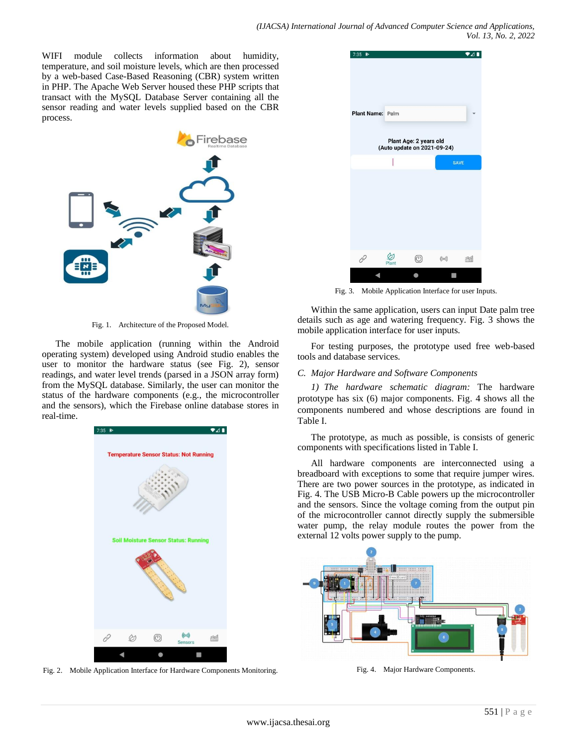WIFI module collects information about humidity, temperature, and soil moisture levels, which are then processed by a web-based Case-Based Reasoning (CBR) system written in PHP. The Apache Web Server housed these PHP scripts that transact with the MySQL Database Server containing all the sensor reading and water levels supplied based on the CBR process.

Fig. 1. Architecture of the Proposed Model.

The mobile application (running within the Android operating system) developed using Android studio enables the user to monitor the hardware status (see Fig. 2), sensor readings, and water level trends (parsed in a JSON array form) from the MySQL database. Similarly, the user can monitor the status of the hardware components (e.g., the microcontroller and the sensors), which the Firebase online database stores in real-time.

Fig. 2. Mobile Application Interface for Hardware Components Monitoring.

Fig. 3. Mobile Application Interface for user Inputs.

Within the same application, users can input Date palm tree details such as age and watering frequency. Fig. 3 shows the mobile application interface for user inputs.

For testing purposes, the prototype used free web-based tools and database services.

### *C. Major Hardware and Software Components*

*1) The hardware schematic diagram:* The hardware prototype has six (6) major components. Fig. 4 shows all the components numbered and whose descriptions are found in Table I.

The prototype, as much as possible, is consists of generic components with specifications listed in Table I.

All hardware components are interconnected using a breadboard with exceptions to some that require jumper wires. There are two power sources in the prototype, as indicated in Fig. 4. The USB Micro-B Cable powers up the microcontroller and the sensors. Since the voltage coming from the output pin of the microcontroller cannot directly supply the submersible water pump, the relay module routes the power from the external 12 volts power supply to the pump.

Fig. 4. Major Hardware Components.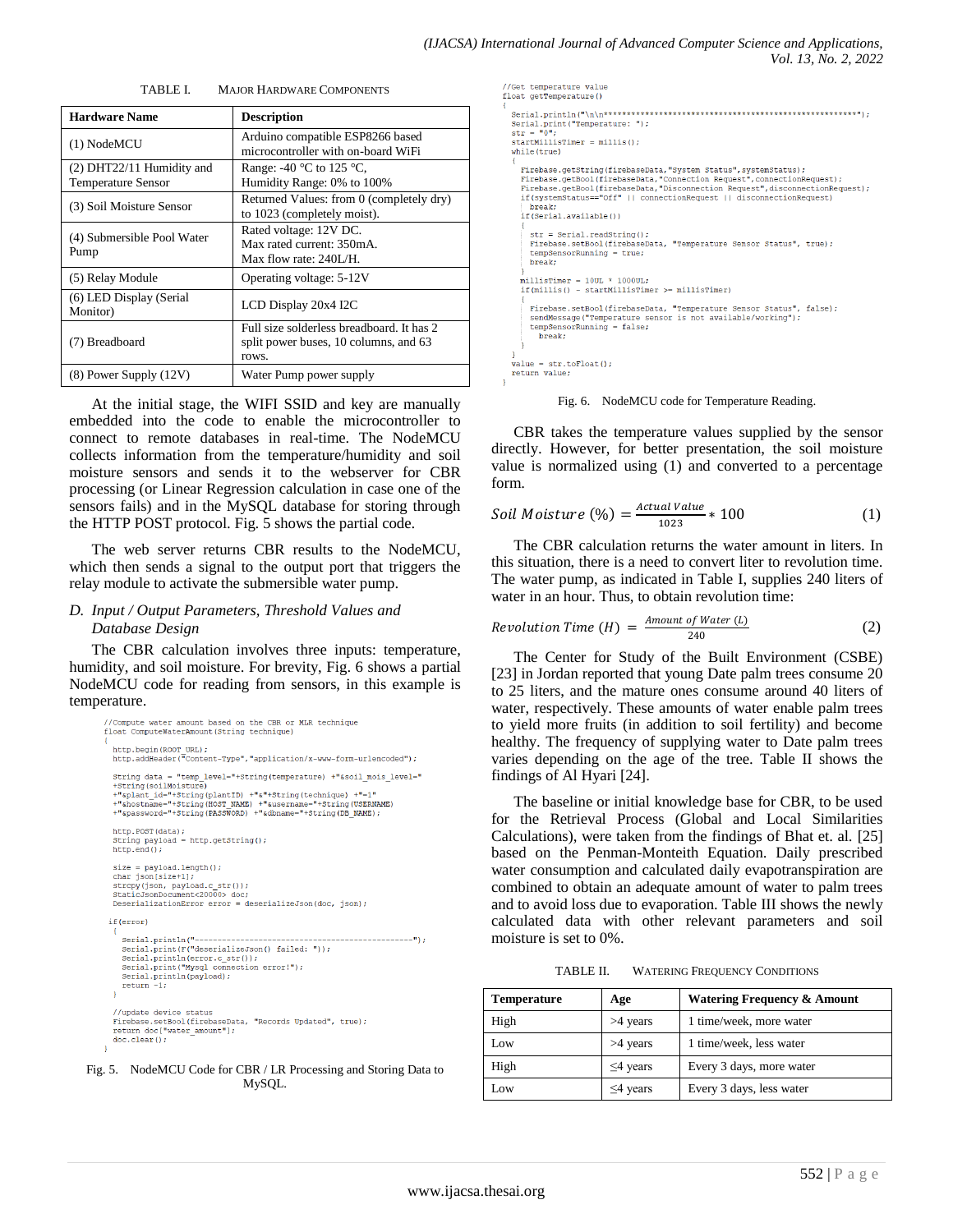TABLE I. MAJOR HARDWARE COMPONENTS

| Hardware Name | Description |
|---|---|
| (1) NodeMCU | Arduino compatible ESP8266 based microcontroller with on-board WiFi |
| (2) DHT22/11 Humidity and Temperature Sensor | Range: -40 °C to 125 °C, Humidity Range: 0% to 100% |
| (3) Soil Moisture Sensor | Returned Values: from 0 (completely dry) to 1023 (completely moist). |
| (4) Submersible Pool Water Pump | Rated voltage: 12V DC. Max rated current: 350mA. Max flow rate: 240L/H. |
| (5) Relay Module | Operating voltage: 5-12V |
| (6) LED Display (Serial Monitor) | LCD Display 20x4 I2C |
| (7) Breadboard | Full size solderless breadboard. It has 2 split power buses, 10 columns, and 63 rows. |
| (8) Power Supply (12V) | Water Pump power supply |

At the initial stage, the WIFI SSID and key are manually embedded into the code to enable the microcontroller to connect to remote databases in real-time. The NodeMCU collects information from the temperature/humidity and soil moisture sensors and sends it to the webserver for CBR processing (or Linear Regression calculation in case one of the sensors fails) and in the MySQL database for storing through the HTTP POST protocol. Fig. 5 shows the partial code.

The web server returns CBR results to the NodeMCU, which then sends a signal to the output port that triggers the relay module to activate the submersible water pump.

### D. Input / Output Parameters, Threshold Values and Database Design

The CBR calculation involves three inputs: temperature, humidity, and soil moisture. For brevity, Fig. 6 shows a partial NodeMCU code for reading from sensors, in this example is temperature.

```
//Compute water amount based on the CBR or MLR technique
float ComputeWaterAmount(String technique)
{
  http.begin(ROOT_URL);
  http.addHeader("Content-Type","application/x-www-form-urlencoded");

  String data = "temp_level="+String(temperature) +"&soil_mois_level="
  +String(soilMoisture)
  +"&plant_id="+String(plantID) +"&"+String(technique) +"=1"
  +"&hostname="+String(HOST_NAME) +"&username="+String(USERNAME)
  +"&password="+String(PASSWORD) +"&dbname="+String(DB_NAME);

  http.POST(data);
  String payload = http.getString();
  http.end();

  size = payload.length();
  char json[size+1];
  strcpy(json, payload.c_str());
  StaticJsonDocument<20000> doc;
  DeserializationError error = deserializeJson(doc, json);

 if(error)
  {
    Serial.println("------------------------------------------------");
    Serial.print(F("deserializeJson() failed: "));
    Serial.println(error.c_str());
    Serial.print("Mysql connection error!");
    Serial.println(payload);
    return -1;
  }

  //update device status
  Firebase.setBool(firebaseData, "Records Updated", true);
  return doc["water_amount"];
  doc.clear();
}
```

Fig. 5. NodeMCU Code for CBR / LR Processing and Storing Data to MySQL.

```
//Get temperature value
float getTemperature()
{
  Serial.println("\n\n****************************************************");
  Serial.print("Temperature: ");
  str = "0";
  startMillisTimer = millis();
  while(true)
  {
    Firebase.getString(firebaseData,"System Status",systemStatus);
    Firebase.getBool(firebaseData,"Connection Request",connectionRequest);
    Firebase.getBool(firebaseData,"Disconnection Request",disconnectionRequest);
    if(systemStatus=="Off" || connectionRequest || disconnectionRequest)
      break;
    if(Serial.available())
    {
      str = Serial.readString();
      Firebase.setBool(firebaseData, "Temperature Sensor Status", true);
      tempSensorRunning = true;
      break;
    }
    millisTimer = 10UL * 1000UL;
    if(millis() - startMillisTimer >= millisTimer)
    {
      Firebase.setBool(firebaseData, "Temperature Sensor Status", false);
      sendMessage("Temperature sensor is not available/working");
      tempSensorRunning = false;
        break;
    }
  }
  value = str.toFloat();
  return value;
}
```

Fig. 6. NodeMCU code for Temperature Reading.

CBR takes the temperature values supplied by the sensor directly. However, for better presentation, the soil moisture value is normalized using (1) and converted to a percentage form.

$$Soil\ Moisture\ (\%) = \frac{Actual\ Value}{1023} * 100 \qquad (1)$$

The CBR calculation returns the water amount in liters. In this situation, there is a need to convert liter to revolution time. The water pump, as indicated in Table I, supplies 240 liters of water in an hour. Thus, to obtain revolution time:

$$Revolution\ Time\ (H) = \frac{Amount\ of\ Water\ (L)}{240} \qquad (2)$$

The Center for Study of the Built Environment (CSBE) [23] in Jordan reported that young Date palm trees consume 20 to 25 liters, and the mature ones consume around 40 liters of water, respectively. These amounts of water enable palm trees to yield more fruits (in addition to soil fertility) and become healthy. The frequency of supplying water to Date palm trees varies depending on the age of the tree. Table II shows the findings of Al Hyari [24].

The baseline or initial knowledge base for CBR, to be used for the Retrieval Process (Global and Local Similarities Calculations), were taken from the findings of Bhat et. al. [25] based on the Penman-Monteith Equation. Daily prescribed water consumption and calculated daily evapotranspiration are combined to obtain an adequate amount of water to palm trees and to avoid loss due to evaporation. Table III shows the newly calculated data with other relevant parameters and soil moisture is set to 0%.

TABLE II. WATERING FREQUENCY CONDITIONS

| Temperature | Age | Watering Frequency & Amount |
|---|---|---|
| High | >4 years | 1 time/week, more water |
| Low | >4 years | 1 time/week, less water |
| High | ≤4 years | Every 3 days, more water |
| Low | ≤4 years | Every 3 days, less water |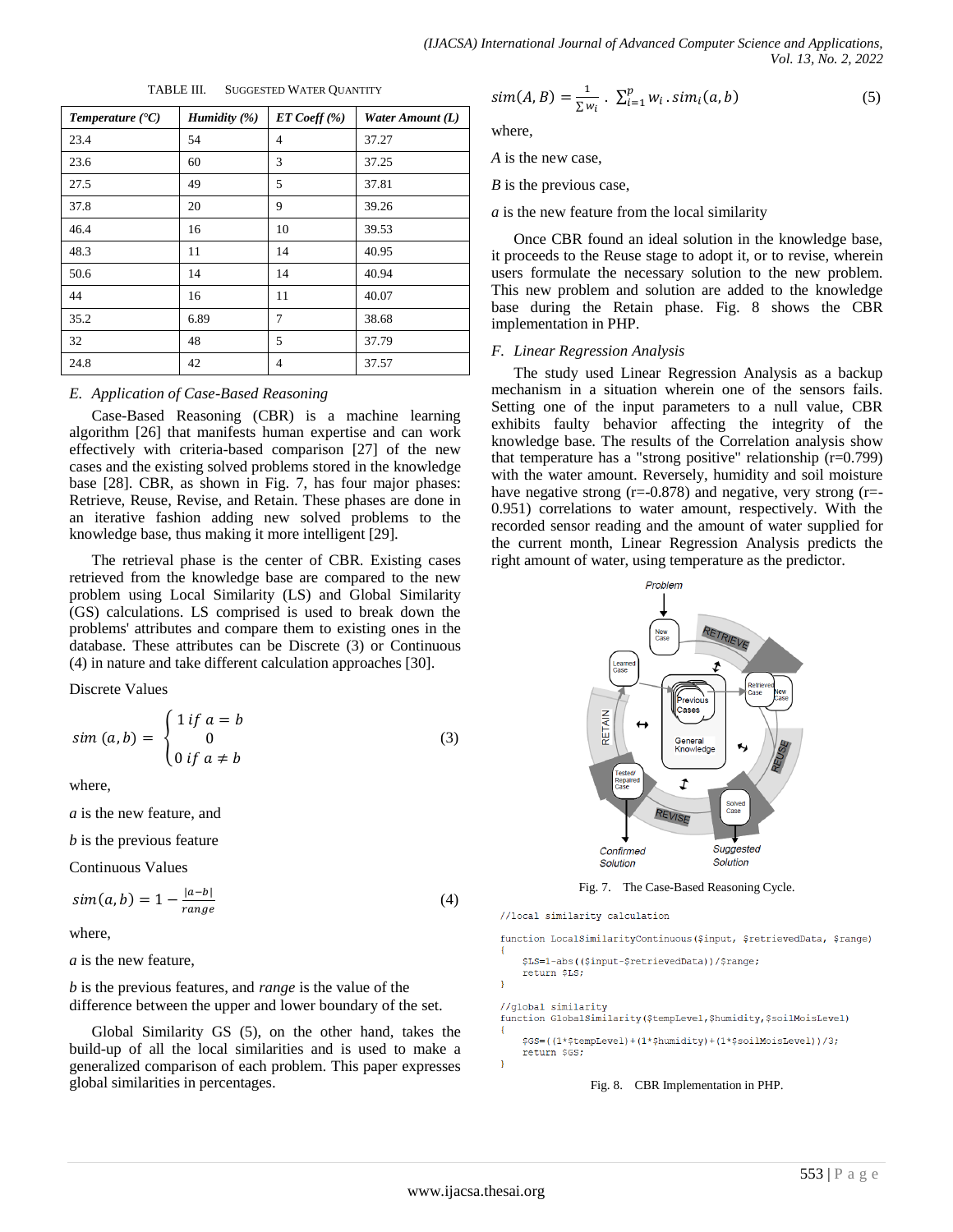TABLE III. SUGGESTED WATER QUANTITY

| *Temperature (°C)* | *Humidity (%)* | *ET Coeff (%)* | *Water Amount (L)* |
|---|---|---|---|
| 23.4 | 54 | 4 | 37.27 |
| 23.6 | 60 | 3 | 37.25 |
| 27.5 | 49 | 5 | 37.81 |
| 37.8 | 20 | 9 | 39.26 |
| 46.4 | 16 | 10 | 39.53 |
| 48.3 | 11 | 14 | 40.95 |
| 50.6 | 14 | 14 | 40.94 |
| 44 | 16 | 11 | 40.07 |
| 35.2 | 6.89 | 7 | 38.68 |
| 32 | 48 | 5 | 37.79 |
| 24.8 | 42 | 4 | 37.57 |

### *E. Application of Case-Based Reasoning*

Case-Based Reasoning (CBR) is a machine learning algorithm [26] that manifests human expertise and can work effectively with criteria-based comparison [27] of the new cases and the existing solved problems stored in the knowledge base [28]. CBR, as shown in Fig. 7, has four major phases: Retrieve, Reuse, Revise, and Retain. These phases are done in an iterative fashion adding new solved problems to the knowledge base, thus making it more intelligent [29].

The retrieval phase is the center of CBR. Existing cases retrieved from the knowledge base are compared to the new problem using Local Similarity (LS) and Global Similarity (GS) calculations. LS comprised is used to break down the problems' attributes and compare them to existing ones in the database. These attributes can be Discrete (3) or Continuous (4) in nature and take different calculation approaches [30].

Discrete Values

$$sim\ (a,b) = \begin{cases} 1\ if\ a = b \\ 0 \\ 0\ if\ a \neq b \end{cases} \quad (3)$$

where,

$a$ is the new feature, and

$b$ is the previous feature

Continuous Values

$$sim(a,b) = 1 - \frac{|a-b|}{range} \quad (4)$$

where,

$a$ is the new feature,

$b$ is the previous features, and *range* is the value of the difference between the upper and lower boundary of the set.

Global Similarity GS (5), on the other hand, takes the build-up of all the local similarities and is used to make a generalized comparison of each problem. This paper expresses global similarities in percentages.

$$sim(A,B) = \frac{1}{\sum w_i} \cdot \sum_{i=1}^{p} w_i \cdot sim_i(a,b) \quad (5)$$

where,

$A$ is the new case,

$B$ is the previous case,

$a$ is the new feature from the local similarity

Once CBR found an ideal solution in the knowledge base, it proceeds to the Reuse stage to adopt it, or to revise, wherein users formulate the necessary solution to the new problem. This new problem and solution are added to the knowledge base during the Retain phase. Fig. 8 shows the CBR implementation in PHP.

### *F. Linear Regression Analysis*

The study used Linear Regression Analysis as a backup mechanism in a situation wherein one of the sensors fails. Setting one of the input parameters to a null value, CBR exhibits faulty behavior affecting the integrity of the knowledge base. The results of the Correlation analysis show that temperature has a "strong positive" relationship (r=0.799) with the water amount. Reversely, humidity and soil moisture have negative strong (r=-0.878) and negative, very strong (r=-0.951) correlations to water amount, respectively. With the recorded sensor reading and the amount of water supplied for the current month, Linear Regression Analysis predicts the right amount of water, using temperature as the predictor.

Fig. 7. The Case-Based Reasoning Cycle.

```
//local similarity calculation

function LocalSimilarityContinuous($input, $retrievedData, $range)
{
    $LS=1-abs(($input-$retrievedData))/$range;
    return $LS;
}

//global similarity
function GlobalSimilarity($tempLevel,$humidity,$soilMoisLevel)
{
    $GS=((1*$tempLevel)+(1*$humidity)+(1*$soilMoisLevel))/3;
    return $GS;
}
```

Fig. 8. CBR Implementation in PHP.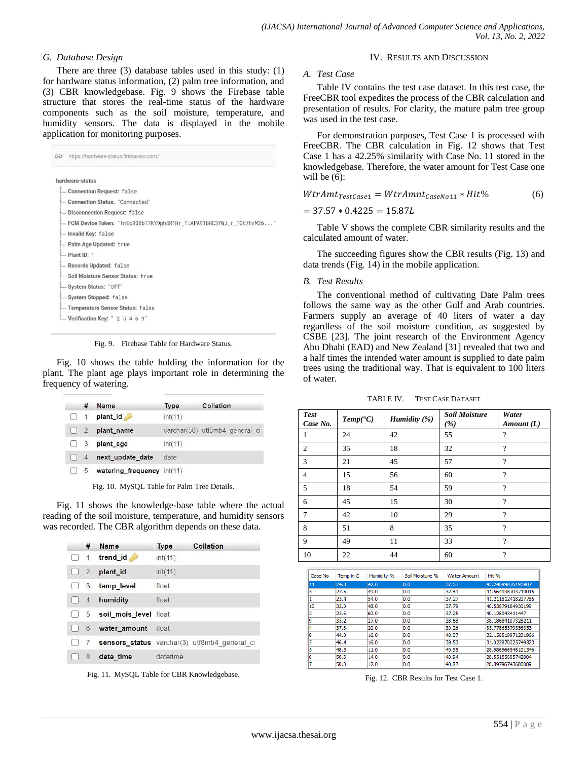### G. Database Design

There are three (3) database tables used in this study: (1) for hardware status information, (2) palm tree information, and (3) CBR knowledgebase. Fig. 9 shows the Firebase table structure that stores the real-time status of the hardware components such as the soil moisture, temperature, and humidity sensors. The data is displayed in the mobile application for monitoring purposes.

```
https://hardware-status.firebaseio.com/

hardware-status
├── Connection Request: false
├── Connection Status: "Connected"
├── Disconnection Request: false
├── FCM Device Token: "fmEo930bT7KY9ph4R1Hr_T:APA91bHC3YWJ_r_TGt7hrM36..."
├── Invalid Key: false
├── Palm Age Updated: true
├── Plant ID: 1
├── Records Updated: false
├── Soil Moisture Sensor Status: true
├── System Status: "Off"
├── System Stopped: false
├── Temperature Sensor Status: false
└── Verification Key: " 2 5 4 6 9"
```

Fig. 9. Firebase Table for Hardware Status.

Fig. 10 shows the table holding the information for the plant. The plant age plays important role in determining the frequency of watering.

| # | Name | Type | Collation |
|---|---|---|---|
| 1 | plant_id | int(11) | |
| 2 | plant_name | varchar(50) | utf8mb4_general_ci |
| 3 | plant_age | int(11) | |
| 4 | next_update_date | date | |
| 5 | watering_frequency | int(11) | |

Fig. 10. MySQL Table for Palm Tree Details.

Fig. 11 shows the knowledge-base table where the actual reading of the soil moisture, temperature, and humidity sensors was recorded. The CBR algorithm depends on these data.

| # | Name | Type | Collation |
|---|---|---|---|
| 1 | trend_id | int(11) | |
| 2 | plant_id | int(11) | |
| 3 | temp_level | float | |
| 4 | humidity | float | |
| 5 | soil_mois_level | float | |
| 6 | water_amount | float | |
| 7 | sensors_status | varchar(3) | utf8mb4_general_ci |
| 8 | date_time | datetime | |

Fig. 11. MySQL Table for CBR Knowledgebase.

## IV. Results and Discussion

### A. Test Case

Table IV contains the test case dataset. In this test case, the FreeCBR tool expedites the process of the CBR calculation and presentation of results. For clarity, the mature palm tree group was used in the test case.

For demonstration purposes, Test Case 1 is processed with FreeCBR. The CBR calculation in Fig. 12 shows that Test Case 1 has a 42.25% similarity with Case No. 11 stored in the knowledgebase. Therefore, the water amount for Test Case one will be (6):

$$WtrAmt_{TestCase1} = WtrAmnt_{CaseNo11} * Hit\% \quad (6)$$

$$= 37.57 * 0.4225 = 15.87L$$

Table V shows the complete CBR similarity results and the calculated amount of water.

The succeeding figures show the CBR results (Fig. 13) and data trends (Fig. 14) in the mobile application.

### B. Test Results

The conventional method of cultivating Date Palm trees follows the same way as the other Gulf and Arab countries. Farmers supply an average of 40 liters of water a day regardless of the soil moisture condition, as suggested by CSBE [23]. The joint research of the Environment Agency Abu Dhabi (EAD) and New Zealand [31] revealed that two and a half times the intended water amount is supplied to date palm trees using the traditional way. That is equivalent to 100 liters of water.

TABLE IV. Test Case Dataset

| *Test Case No.* | *Temp(°C)* | *Humidity (%)* | *Soil Moisture (%)* | *Water Amount (L)* |
|---|---|---|---|---|
| 1 | 24 | 42 | 55 | ? |
| 2 | 35 | 18 | 32 | ? |
| 3 | 21 | 45 | 57 | ? |
| 4 | 15 | 56 | 60 | ? |
| 5 | 18 | 54 | 59 | ? |
| 6 | 45 | 15 | 30 | ? |
| 7 | 42 | 10 | 29 | ? |
| 8 | 51 | 8 | 35 | ? |
| 9 | 49 | 11 | 33 | ? |
| 10 | 22 | 44 | 60 | ? |

| Case No | Temp in C | Humidity % | Soil Moisture % | Water Amount | Hit % |
|---|---|---|---|---|---|
| 11 | 24.8 | 42.0 | 0.0 | 37.57 | 42.24699876193907 |
| 3 | 27.5 | 49.0 | 0.0 | 37.81 | 41.564938703719015 |
| 1 | 23.4 | 54.0 | 0.0 | 37.27 | 41.211812418207785 |
| 10 | 32.0 | 48.0 | 0.0 | 37.79 | 40.53679184930199 |
| 2 | 23.6 | 60.0 | 0.0 | 37.25 | 40.128043411447 |
| 9 | 35.2 | 27.0 | 0.0 | 38.68 | 38.18684107328211 |
| 4 | 37.8 | 20.0 | 0.0 | 39.26 | 35.77865379356353 |
| 8 | 44.0 | 16.0 | 0.0 | 40.07 | 32.156519671201966 |
| 5 | 46.4 | 16.0 | 0.0 | 39.53 | 31.022870225749323 |
| 5 | 48.3 | 11.0 | 0.0 | 40.95 | 28.986966548101346 |
| 6 | 50.6 | 14.0 | 0.0 | 40.94 | 28.55155605742804 |
| 7 | 50.0 | 12.0 | 0.0 | 40.87 | 28.39796743680889 |

Fig. 12. CBR Results for Test Case 1.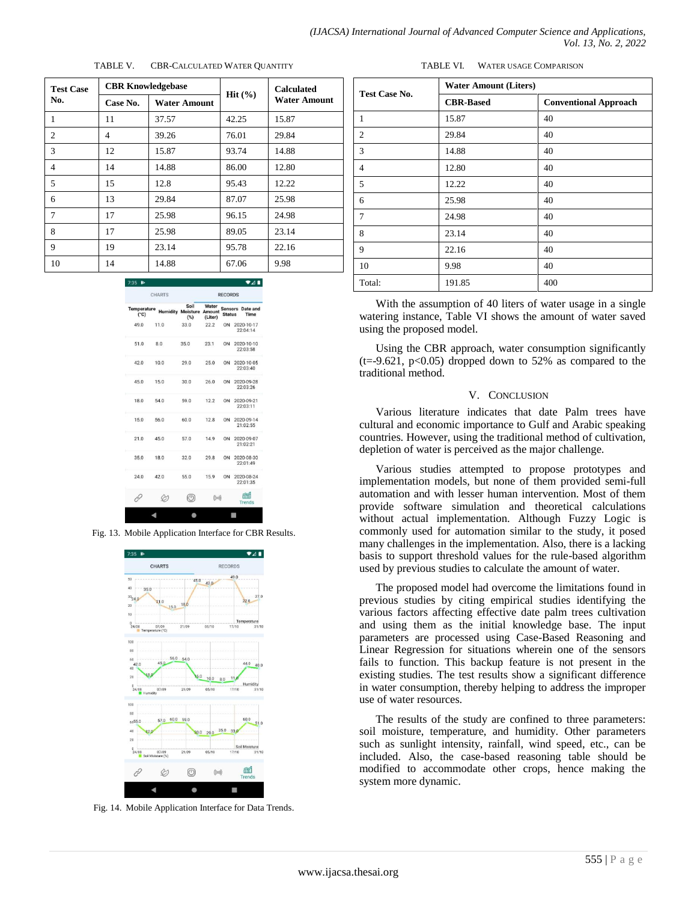TABLE V. CBR-CALCULATED WATER QUANTITY

| Test Case No. | CBR Knowledgebase | | Hit (%) | Calculated Water Amount |
|---|---|---|---|---|
| | Case No. | Water Amount | | |
| 1 | 11 | 37.57 | 42.25 | 15.87 |
| 2 | 4 | 39.26 | 76.01 | 29.84 |
| 3 | 12 | 15.87 | 93.74 | 14.88 |
| 4 | 14 | 14.88 | 86.00 | 12.80 |
| 5 | 15 | 12.8 | 95.43 | 12.22 |
| 6 | 13 | 29.84 | 87.07 | 25.98 |
| 7 | 17 | 25.98 | 96.15 | 24.98 |
| 8 | 17 | 25.98 | 89.05 | 23.14 |
| 9 | 19 | 23.14 | 95.78 | 22.16 |
| 10 | 14 | 14.88 | 67.06 | 9.98 |

Fig. 13. Mobile Application Interface for CBR Results.

Fig. 14. Mobile Application Interface for Data Trends.

TABLE VI. WATER USAGE COMPARISON

| Test Case No. | Water Amount (Liters) | |
|---|---|---|
| | CBR-Based | Conventional Approach |
| 1 | 15.87 | 40 |
| 2 | 29.84 | 40 |
| 3 | 14.88 | 40 |
| 4 | 12.80 | 40 |
| 5 | 12.22 | 40 |
| 6 | 25.98 | 40 |
| 7 | 24.98 | 40 |
| 8 | 23.14 | 40 |
| 9 | 22.16 | 40 |
| 10 | 9.98 | 40 |
| Total: | 191.85 | 400 |

With the assumption of 40 liters of water usage in a single watering instance, Table VI shows the amount of water saved using the proposed model.

Using the CBR approach, water consumption significantly ($t=-9.621$, $p<0.05$) dropped down to 52% as compared to the traditional method.

## V. CONCLUSION

Various literature indicates that date Palm trees have cultural and economic importance to Gulf and Arabic speaking countries. However, using the traditional method of cultivation, depletion of water is perceived as the major challenge.

Various studies attempted to propose prototypes and implementation models, but none of them provided semi-full automation and with lesser human intervention. Most of them provide software simulation and theoretical calculations without actual implementation. Although Fuzzy Logic is commonly used for automation similar to the study, it posed many challenges in the implementation. Also, there is a lacking basis to support threshold values for the rule-based algorithm used by previous studies to calculate the amount of water.

The proposed model had overcome the limitations found in previous studies by citing empirical studies identifying the various factors affecting effective date palm trees cultivation and using them as the initial knowledge base. The input parameters are processed using Case-Based Reasoning and Linear Regression for situations wherein one of the sensors fails to function. This backup feature is not present in the existing studies. The test results show a significant difference in water consumption, thereby helping to address the improper use of water resources.

The results of the study are confined to three parameters: soil moisture, temperature, and humidity. Other parameters such as sunlight intensity, rainfall, wind speed, etc., can be included. Also, the case-based reasoning table should be modified to accommodate other crops, hence making the system more dynamic.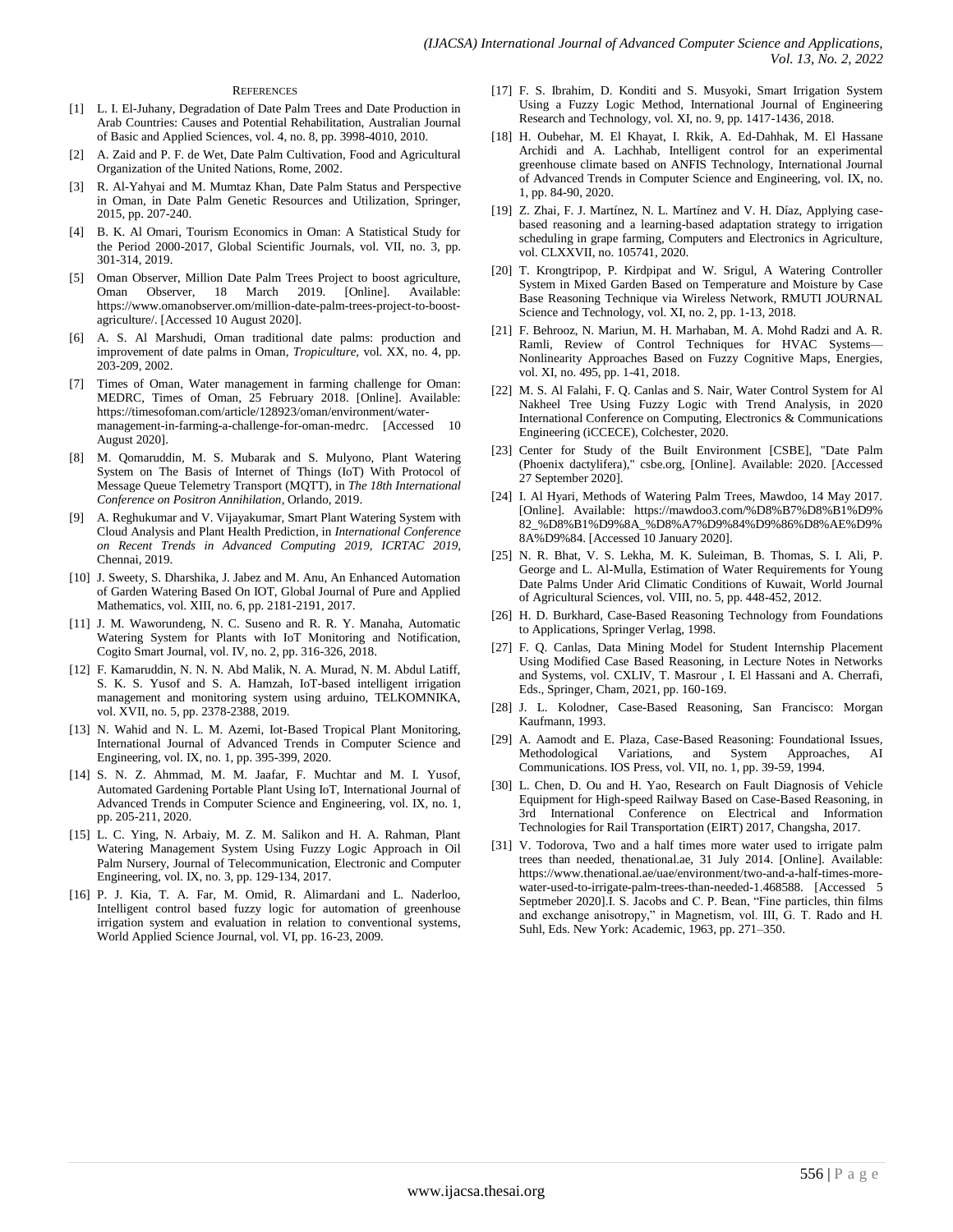### References

[1] L. I. El-Juhany, Degradation of Date Palm Trees and Date Production in Arab Countries: Causes and Potential Rehabilitation, Australian Journal of Basic and Applied Sciences, vol. 4, no. 8, pp. 3998-4010, 2010.

[2] A. Zaid and P. F. de Wet, Date Palm Cultivation, Food and Agricultural Organization of the United Nations, Rome, 2002.

[3] R. Al-Yahyai and M. Mumtaz Khan, Date Palm Status and Perspective in Oman, in Date Palm Genetic Resources and Utilization, Springer, 2015, pp. 207-240.

[4] B. K. Al Omari, Tourism Economics in Oman: A Statistical Study for the Period 2000-2017, Global Scientific Journals, vol. VII, no. 3, pp. 301-314, 2019.

[5] Oman Observer, Million Date Palm Trees Project to boost agriculture, Oman Observer, 18 March 2019. [Online]. Available: https://www.omanobserver.om/million-date-palm-trees-project-to-boost-agriculture/. [Accessed 10 August 2020].

[6] A. S. Al Marshudi, Oman traditional date palms: production and improvement of date palms in Oman, *Tropiculture*, vol. XX, no. 4, pp. 203-209, 2002.

[7] Times of Oman, Water management in farming challenge for Oman: MEDRC, Times of Oman, 25 February 2018. [Online]. Available: https://timesofoman.com/article/128923/oman/environment/water-management-in-farming-a-challenge-for-oman-medrc. [Accessed 10 August 2020].

[8] M. Qomaruddin, M. S. Mubarak and S. Mulyono, Plant Watering System on The Basis of Internet of Things (IoT) With Protocol of Message Queue Telemetry Transport (MQTT), in *The 18th International Conference on Positron Annihilation*, Orlando, 2019.

[9] A. Reghukumar and V. Vijayakumar, Smart Plant Watering System with Cloud Analysis and Plant Health Prediction, in *International Conference on Recent Trends in Advanced Computing 2019, ICRTAC 2019*, Chennai, 2019.

[10] J. Sweety, S. Dharshika, J. Jabez and M. Anu, An Enhanced Automation of Garden Watering Based On IOT, Global Journal of Pure and Applied Mathematics, vol. XIII, no. 6, pp. 2181-2191, 2017.

[11] J. M. Waworundeng, N. C. Suseno and R. R. Y. Manaha, Automatic Watering System for Plants with IoT Monitoring and Notification, Cogito Smart Journal, vol. IV, no. 2, pp. 316-326, 2018.

[12] F. Kamaruddin, N. N. N. Abd Malik, N. A. Murad, N. M. Abdul Latiff, S. K. S. Yusof and S. A. Hamzah, IoT-based intelligent irrigation management and monitoring system using arduino, TELKOMNIKA, vol. XVII, no. 5, pp. 2378-2388, 2019.

[13] N. Wahid and N. L. M. Azemi, Iot-Based Tropical Plant Monitoring, International Journal of Advanced Trends in Computer Science and Engineering, vol. IX, no. 1, pp. 395-399, 2020.

[14] S. N. Z. Ahmmad, M. M. Jaafar, F. Muchtar and M. I. Yusof, Automated Gardening Portable Plant Using IoT, International Journal of Advanced Trends in Computer Science and Engineering, vol. IX, no. 1, pp. 205-211, 2020.

[15] L. C. Ying, N. Arbaiy, M. Z. M. Salikon and H. A. Rahman, Plant Watering Management System Using Fuzzy Logic Approach in Oil Palm Nursery, Journal of Telecommunication, Electronic and Computer Engineering, vol. IX, no. 3, pp. 129-134, 2017.

[16] P. J. Kia, T. A. Far, M. Omid, R. Alimardani and L. Naderloo, Intelligent control based fuzzy logic for automation of greenhouse irrigation system and evaluation in relation to conventional systems, World Applied Science Journal, vol. VI, pp. 16-23, 2009.

[17] F. S. Ibrahim, D. Konditi and S. Musyoki, Smart Irrigation System Using a Fuzzy Logic Method, International Journal of Engineering Research and Technology, vol. XI, no. 9, pp. 1417-1436, 2018.

[18] H. Oubehar, M. El Khayat, I. Rkik, A. Ed-Dahhak, M. El Hassane Archidi and A. Lachhab, Intelligent control for an experimental greenhouse climate based on ANFIS Technology, International Journal of Advanced Trends in Computer Science and Engineering, vol. IX, no. 1, pp. 84-90, 2020.

[19] Z. Zhai, F. J. Martínez, N. L. Martínez and V. H. Díaz, Applying case-based reasoning and a learning-based adaptation strategy to irrigation scheduling in grape farming, Computers and Electronics in Agriculture, vol. CLXXVII, no. 105741, 2020.

[20] T. Krongtripop, P. Kirdpipat and W. Srigul, A Watering Controller System in Mixed Garden Based on Temperature and Moisture by Case Base Reasoning Technique via Wireless Network, RMUTI JOURNAL Science and Technology, vol. XI, no. 2, pp. 1-13, 2018.

[21] F. Behrooz, N. Mariun, M. H. Marhaban, M. A. Mohd Radzi and A. R. Ramli, Review of Control Techniques for HVAC Systems—Nonlinearity Approaches Based on Fuzzy Cognitive Maps, Energies, vol. XI, no. 495, pp. 1-41, 2018.

[22] M. S. Al Falahi, F. Q. Canlas and S. Nair, Water Control System for Al Nakheel Tree Using Fuzzy Logic with Trend Analysis, in 2020 International Conference on Computing, Electronics & Communications Engineering (iCCECE), Colchester, 2020.

[23] Center for Study of the Built Environment [CSBE], "Date Palm (Phoenix dactylifera)," csbe.org, [Online]. Available: 2020. [Accessed 27 September 2020].

[24] I. Al Hyari, Methods of Watering Palm Trees, Mawdoo, 14 May 2017. [Online]. Available: https://mawdoo3.com/%D8%B7%D8%B1%D9%82_%D8%B1%D9%8A_%D8%A7%D9%84%D9%86%D8%AE%D9%8A%D9%84. [Accessed 10 January 2020].

[25] N. R. Bhat, V. S. Lekha, M. K. Suleiman, B. Thomas, S. I. Ali, P. George and L. Al-Mulla, Estimation of Water Requirements for Young Date Palms Under Arid Climatic Conditions of Kuwait, World Journal of Agricultural Sciences, vol. VIII, no. 5, pp. 448-452, 2012.

[26] H. D. Burkhard, Case-Based Reasoning Technology from Foundations to Applications, Springer Verlag, 1998.

[27] F. Q. Canlas, Data Mining Model for Student Internship Placement Using Modified Case Based Reasoning, in Lecture Notes in Networks and Systems, vol. CXLIV, T. Masrour , I. El Hassani and A. Cherrafi, Eds., Springer, Cham, 2021, pp. 160-169.

[28] J. L. Kolodner, Case-Based Reasoning, San Francisco: Morgan Kaufmann, 1993.

[29] A. Aamodt and E. Plaza, Case-Based Reasoning: Foundational Issues, Methodological Variations, and System Approaches, AI Communications. IOS Press, vol. VII, no. 1, pp. 39-59, 1994.

[30] L. Chen, D. Ou and H. Yao, Research on Fault Diagnosis of Vehicle Equipment for High-speed Railway Based on Case-Based Reasoning, in 3rd International Conference on Electrical and Information Technologies for Rail Transportation (EIRT) 2017, Changsha, 2017.

[31] V. Todorova, Two and a half times more water used to irrigate palm trees than needed, thenational.ae, 31 July 2014. [Online]. Available: https://www.thenational.ae/uae/environment/two-and-a-half-times-more-water-used-to-irrigate-palm-trees-than-needed-1.468588. [Accessed 5 Septmeber 2020].I. S. Jacobs and C. P. Bean, "Fine particles, thin films and exchange anisotropy," in Magnetism, vol. III, G. T. Rado and H. Suhl, Eds. New York: Academic, 1963, pp. 271–350.